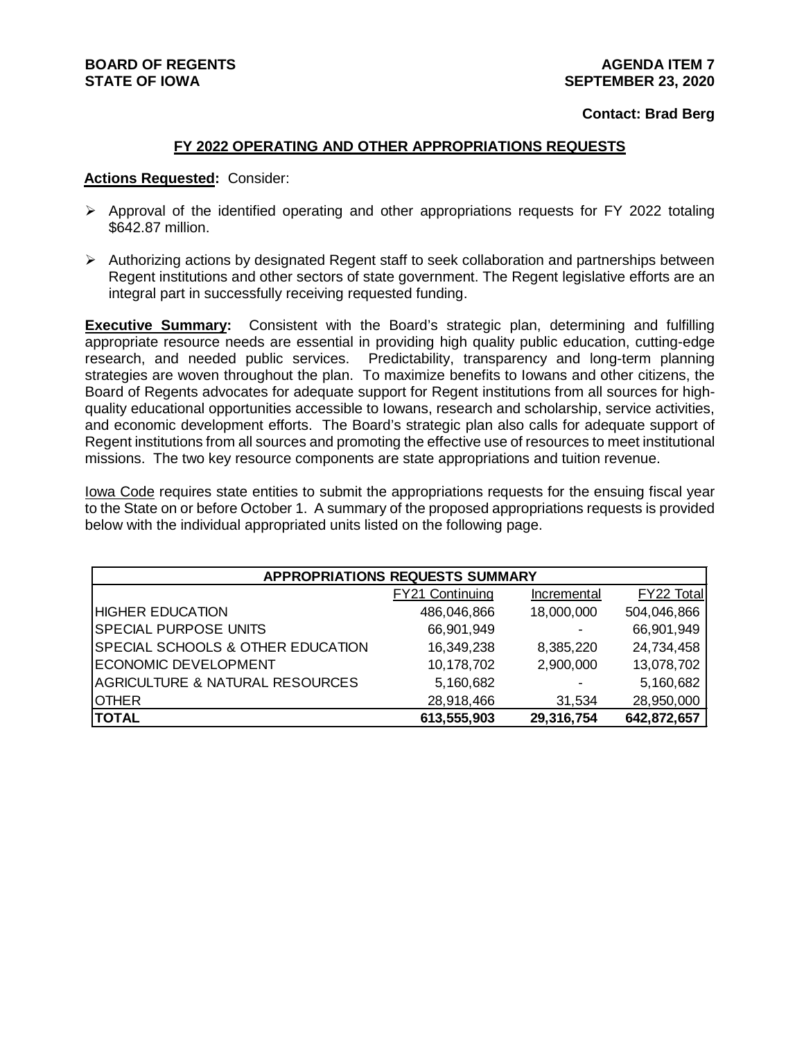**BOARD OF REGENTS**
**STATE OF IOWA**

**AGENDA ITEM 7**
**SEPTEMBER 23, 2020**

**Contact: Brad Berg**

## FY 2022 OPERATING AND OTHER APPROPRIATIONS REQUESTS

**Actions Requested:** Consider:

- Approval of the identified operating and other appropriations requests for FY 2022 totaling $642.87 million.
- Authorizing actions by designated Regent staff to seek collaboration and partnerships between Regent institutions and other sectors of state government. The Regent legislative efforts are an integral part in successfully receiving requested funding.

**Executive Summary:** Consistent with the Board's strategic plan, determining and fulfilling appropriate resource needs are essential in providing high quality public education, cutting-edge research, and needed public services. Predictability, transparency and long-term planning strategies are woven throughout the plan. To maximize benefits to Iowans and other citizens, the Board of Regents advocates for adequate support for Regent institutions from all sources for high-quality educational opportunities accessible to Iowans, research and scholarship, service activities, and economic development efforts. The Board's strategic plan also calls for adequate support of Regent institutions from all sources and promoting the effective use of resources to meet institutional missions. The two key resource components are state appropriations and tuition revenue.

Iowa Code requires state entities to submit the appropriations requests for the ensuing fiscal year to the State on or before October 1. A summary of the proposed appropriations requests is provided below with the individual appropriated units listed on the following page.

| APPROPRIATIONS REQUESTS SUMMARY | | | |
|---|---|---|---|
| | FY21 Continuing | Incremental | FY22 Total |
| HIGHER EDUCATION | 486,046,866 | 18,000,000 | 504,046,866 |
| SPECIAL PURPOSE UNITS | 66,901,949 | - | 66,901,949 |
| SPECIAL SCHOOLS & OTHER EDUCATION | 16,349,238 | 8,385,220 | 24,734,458 |
| ECONOMIC DEVELOPMENT | 10,178,702 | 2,900,000 | 13,078,702 |
| AGRICULTURE & NATURAL RESOURCES | 5,160,682 | - | 5,160,682 |
| OTHER | 28,918,466 | 31,534 | 28,950,000 |
| **TOTAL** | **613,555,903** | **29,316,754** | **642,872,657** |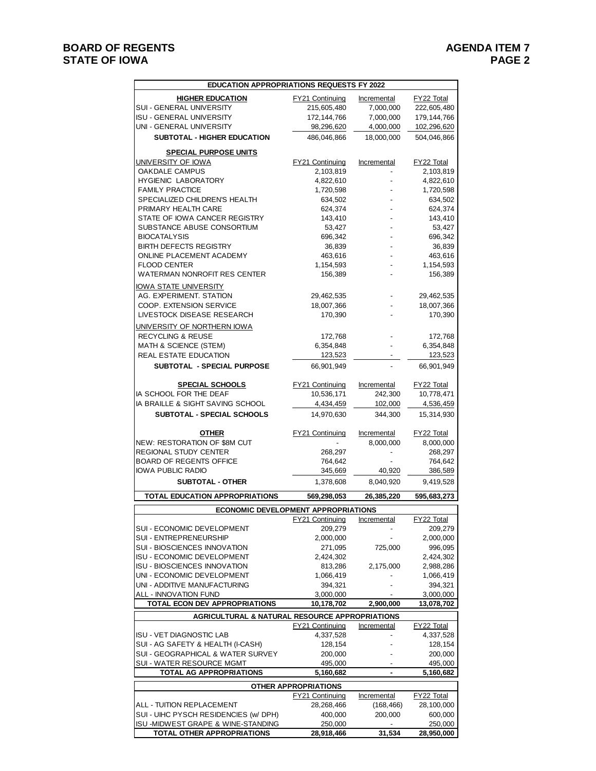| EDUCATION APPROPRIATIONS REQUESTS FY 2022 | | | |
|---|---|---|---|
| **HIGHER EDUCATION** | FY21 Continuing | Incremental | FY22 Total |
| SUI - GENERAL UNIVERSITY | 215,605,480 | 7,000,000 | 222,605,480 |
| ISU - GENERAL UNIVERSITY | 172,144,766 | 7,000,000 | 179,144,766 |
| UNI - GENERAL UNIVERSITY | 98,296,620 | 4,000,000 | 102,296,620 |
| **SUBTOTAL - HIGHER EDUCATION** | 486,046,866 | 18,000,000 | 504,046,866 |
| **SPECIAL PURPOSE UNITS** | | | |
| UNIVERSITY OF IOWA | FY21 Continuing | Incremental | FY22 Total |
| OAKDALE CAMPUS | 2,103,819 | - | 2,103,819 |
| HYGIENIC LABORATORY | 4,822,610 | - | 4,822,610 |
| FAMILY PRACTICE | 1,720,598 | - | 1,720,598 |
| SPECIALIZED CHILDREN'S HEALTH | 634,502 | - | 634,502 |
| PRIMARY HEALTH CARE | 624,374 | - | 624,374 |
| STATE OF IOWA CANCER REGISTRY | 143,410 | - | 143,410 |
| SUBSTANCE ABUSE CONSORTIUM | 53,427 | - | 53,427 |
| BIOCATALYSIS | 696,342 | - | 696,342 |
| BIRTH DEFECTS REGISTRY | 36,839 | - | 36,839 |
| ONLINE PLACEMENT ACADEMY | 463,616 | - | 463,616 |
| FLOOD CENTER | 1,154,593 | - | 1,154,593 |
| WATERMAN NONPROFIT RES CENTER | 156,389 | - | 156,389 |
| IOWA STATE UNIVERSITY | | | |
| AG. EXPERIMENT. STATION | 29,462,535 | - | 29,462,535 |
| COOP. EXTENSION SERVICE | 18,007,366 | - | 18,007,366 |
| LIVESTOCK DISEASE RESEARCH | 170,390 | - | 170,390 |
| UNIVERSITY OF NORTHERN IOWA | | | |
| RECYCLING & REUSE | 172,768 | - | 172,768 |
| MATH & SCIENCE (STEM) | 6,354,848 | - | 6,354,848 |
| REAL ESTATE EDUCATION | 123,523 | - | 123,523 |
| **SUBTOTAL - SPECIAL PURPOSE** | 66,901,949 | - | 66,901,949 |
| **SPECIAL SCHOOLS** | FY21 Continuing | Incremental | FY22 Total |
| IA SCHOOL FOR THE DEAF | 10,536,171 | 242,300 | 10,778,471 |
| IA BRAILLE & SIGHT SAVING SCHOOL | 4,434,459 | 102,000 | 4,536,459 |
| **SUBTOTAL - SPECIAL SCHOOLS** | 14,970,630 | 344,300 | 15,314,930 |
| **OTHER** | FY21 Continuing | Incremental | FY22 Total |
| NEW: RESTORATION OF $8M CUT | - | 8,000,000 | 8,000,000 |
| REGIONAL STUDY CENTER | 268,297 | - | 268,297 |
| BOARD OF REGENTS OFFICE | 764,642 | - | 764,642 |
| IOWA PUBLIC RADIO | 345,669 | 40,920 | 386,589 |
| **SUBTOTAL - OTHER** | 1,378,608 | 8,040,920 | 9,419,528 |
| **TOTAL EDUCATION APPROPRIATIONS** | **569,298,053** | **26,385,220** | **595,683,273** |

| ECONOMIC DEVELOPMENT APPROPRIATIONS | | | |
|---|---|---|---|
| | FY21 Continuing | Incremental | FY22 Total |
| SUI - ECONOMIC DEVELOPMENT | 209,279 | - | 209,279 |
| SUI - ENTREPRENEURSHIP | 2,000,000 | - | 2,000,000 |
| SUI - BIOSCIENCES INNOVATION | 271,095 | 725,000 | 996,095 |
| ISU - ECONOMIC DEVELOPMENT | 2,424,302 | | 2,424,302 |
| ISU - BIOSCIENCES INNOVATION | 813,286 | 2,175,000 | 2,988,286 |
| UNI - ECONOMIC DEVELOPMENT | 1,066,419 | - | 1,066,419 |
| UNI - ADDITIVE MANUFACTURING | 394,321 | - | 394,321 |
| ALL - INNOVATION FUND | 3,000,000 | - | 3,000,000 |
| **TOTAL ECON DEV APPROPRIATIONS** | **10,178,702** | **2,900,000** | **13,078,702** |

| AGRICULTURAL & NATURAL RESOURCE APPROPRIATIONS | | | |
|---|---|---|---|
| | FY21 Continuing | Incremental | FY22 Total |
| ISU - VET DIAGNOSTIC LAB | 4,337,528 | - | 4,337,528 |
| SUI - AG SAFETY & HEALTH (I-CASH) | 128,154 | - | 128,154 |
| SUI - GEOGRAPHICAL & WATER SURVEY | 200,000 | - | 200,000 |
| SUI - WATER RESOURCE MGMT | 495,000 | - | 495,000 |
| **TOTAL AG APPROPRIATIONS** | **5,160,682** | **-** | **5,160,682** |

| OTHER APPROPRIATIONS | | | |
|---|---|---|---|
| | FY21 Continuing | Incremental | FY22 Total |
| ALL - TUITION REPLACEMENT | 28,268,466 | (168,466) | 28,100,000 |
| SUI - UIHC PYSCH RESIDENCIES (w/ DPH) | 400,000 | 200,000 | 600,000 |
| ISU -MIDWEST GRAPE & WINE-STANDING | 250,000 | - | 250,000 |
| **TOTAL OTHER APPROPRIATIONS** | **28,918,466** | **31,534** | **28,950,000** |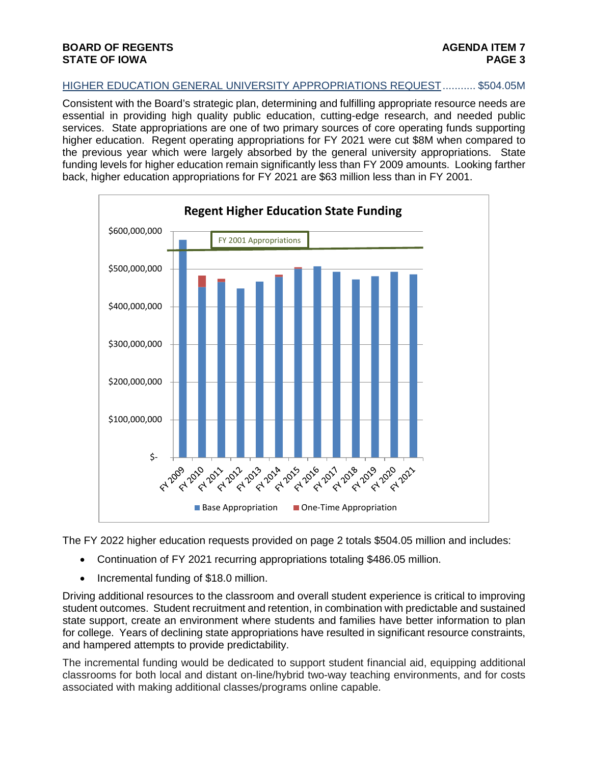## HIGHER EDUCATION GENERAL UNIVERSITY APPROPRIATIONS REQUEST ........... $504.05M

Consistent with the Board's strategic plan, determining and fulfilling appropriate resource needs are essential in providing high quality public education, cutting-edge research, and needed public services. State appropriations are one of two primary sources of core operating funds supporting higher education. Regent operating appropriations for FY 2021 were cut $8M when compared to the previous year which were largely absorbed by the general university appropriations. State funding levels for higher education remain significantly less than FY 2009 amounts. Looking farther back, higher education appropriations for FY 2021 are $63 million less than in FY 2001.

**Regent Higher Education State Funding**

The FY 2022 higher education requests provided on page 2 totals $504.05 million and includes:

- Continuation of FY 2021 recurring appropriations totaling $486.05 million.
- Incremental funding of $18.0 million.

Driving additional resources to the classroom and overall student experience is critical to improving student outcomes. Student recruitment and retention, in combination with predictable and sustained state support, create an environment where students and families have better information to plan for college. Years of declining state appropriations have resulted in significant resource constraints, and hampered attempts to provide predictability.

The incremental funding would be dedicated to support student financial aid, equipping additional classrooms for both local and distant on-line/hybrid two-way teaching environments, and for costs associated with making additional classes/programs online capable.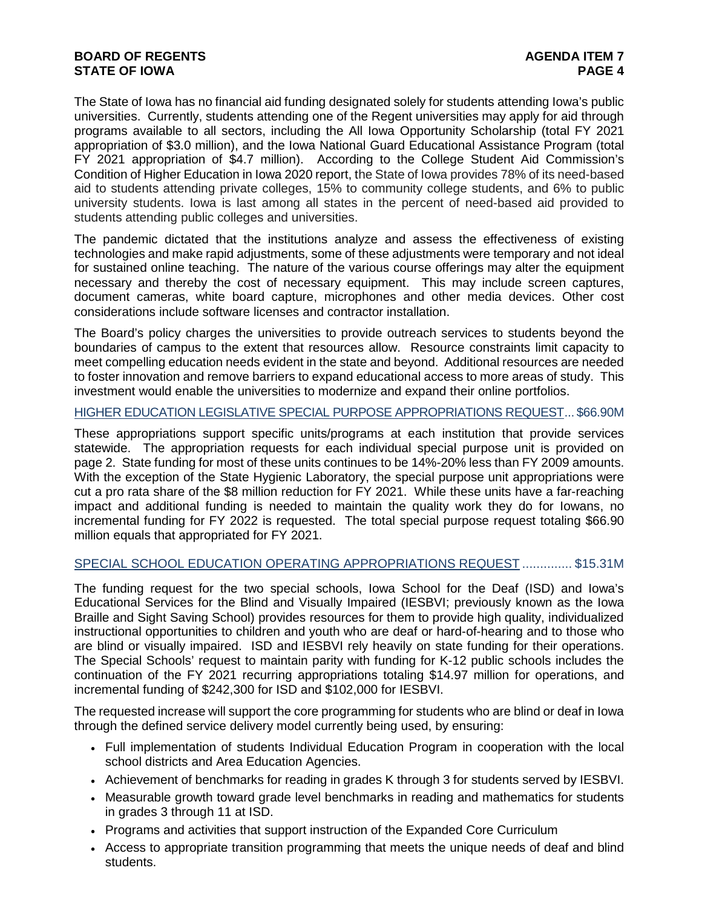The State of Iowa has no financial aid funding designated solely for students attending Iowa's public universities. Currently, students attending one of the Regent universities may apply for aid through programs available to all sectors, including the All Iowa Opportunity Scholarship (total FY 2021 appropriation of $3.0 million), and the Iowa National Guard Educational Assistance Program (total FY 2021 appropriation of $4.7 million). According to the College Student Aid Commission's Condition of Higher Education in Iowa 2020 report, the State of Iowa provides 78% of its need-based aid to students attending private colleges, 15% to community college students, and 6% to public university students. Iowa is last among all states in the percent of need-based aid provided to students attending public colleges and universities.

The pandemic dictated that the institutions analyze and assess the effectiveness of existing technologies and make rapid adjustments, some of these adjustments were temporary and not ideal for sustained online teaching. The nature of the various course offerings may alter the equipment necessary and thereby the cost of necessary equipment. This may include screen captures, document cameras, white board capture, microphones and other media devices. Other cost considerations include software licenses and contractor installation.

The Board's policy charges the universities to provide outreach services to students beyond the boundaries of campus to the extent that resources allow. Resource constraints limit capacity to meet compelling education needs evident in the state and beyond. Additional resources are needed to foster innovation and remove barriers to expand educational access to more areas of study. This investment would enable the universities to modernize and expand their online portfolios.

## HIGHER EDUCATION LEGISLATIVE SPECIAL PURPOSE APPROPRIATIONS REQUEST... $66.90M

These appropriations support specific units/programs at each institution that provide services statewide. The appropriation requests for each individual special purpose unit is provided on page 2. State funding for most of these units continues to be 14%-20% less than FY 2009 amounts. With the exception of the State Hygienic Laboratory, the special purpose unit appropriations were cut a pro rata share of the $8 million reduction for FY 2021. While these units have a far-reaching impact and additional funding is needed to maintain the quality work they do for Iowans, no incremental funding for FY 2022 is requested. The total special purpose request totaling $66.90 million equals that appropriated for FY 2021.

## SPECIAL SCHOOL EDUCATION OPERATING APPROPRIATIONS REQUEST .............. $15.31M

The funding request for the two special schools, Iowa School for the Deaf (ISD) and Iowa's Educational Services for the Blind and Visually Impaired (IESBVI; previously known as the Iowa Braille and Sight Saving School) provides resources for them to provide high quality, individualized instructional opportunities to children and youth who are deaf or hard-of-hearing and to those who are blind or visually impaired. ISD and IESBVI rely heavily on state funding for their operations. The Special Schools' request to maintain parity with funding for K-12 public schools includes the continuation of the FY 2021 recurring appropriations totaling $14.97 million for operations, and incremental funding of $242,300 for ISD and $102,000 for IESBVI.

The requested increase will support the core programming for students who are blind or deaf in Iowa through the defined service delivery model currently being used, by ensuring:

- Full implementation of students Individual Education Program in cooperation with the local school districts and Area Education Agencies.
- Achievement of benchmarks for reading in grades K through 3 for students served by IESBVI.
- Measurable growth toward grade level benchmarks in reading and mathematics for students in grades 3 through 11 at ISD.
- Programs and activities that support instruction of the Expanded Core Curriculum
- Access to appropriate transition programming that meets the unique needs of deaf and blind students.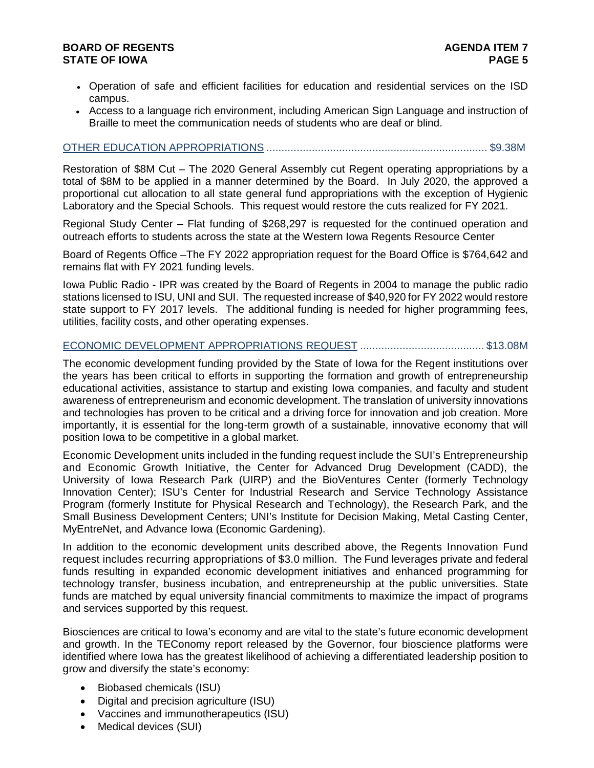- Operation of safe and efficient facilities for education and residential services on the ISD campus.
- Access to a language rich environment, including American Sign Language and instruction of Braille to meet the communication needs of students who are deaf or blind.

OTHER EDUCATION APPROPRIATIONS ........................................................................ $9.38M

Restoration of $8M Cut – The 2020 General Assembly cut Regent operating appropriations by a total of $8M to be applied in a manner determined by the Board. In July 2020, the approved a proportional cut allocation to all state general fund appropriations with the exception of Hygienic Laboratory and the Special Schools. This request would restore the cuts realized for FY 2021.

Regional Study Center – Flat funding of $268,297 is requested for the continued operation and outreach efforts to students across the state at the Western Iowa Regents Resource Center

Board of Regents Office –The FY 2022 appropriation request for the Board Office is $764,642 and remains flat with FY 2021 funding levels.

Iowa Public Radio - IPR was created by the Board of Regents in 2004 to manage the public radio stations licensed to ISU, UNI and SUI. The requested increase of $40,920 for FY 2022 would restore state support to FY 2017 levels. The additional funding is needed for higher programming fees, utilities, facility costs, and other operating expenses.

ECONOMIC DEVELOPMENT APPROPRIATIONS REQUEST ......................................... $13.08M

The economic development funding provided by the State of Iowa for the Regent institutions over the years has been critical to efforts in supporting the formation and growth of entrepreneurship educational activities, assistance to startup and existing Iowa companies, and faculty and student awareness of entrepreneurism and economic development. The translation of university innovations and technologies has proven to be critical and a driving force for innovation and job creation. More importantly, it is essential for the long-term growth of a sustainable, innovative economy that will position Iowa to be competitive in a global market.

Economic Development units included in the funding request include the SUI's Entrepreneurship and Economic Growth Initiative, the Center for Advanced Drug Development (CADD), the University of Iowa Research Park (UIRP) and the BioVentures Center (formerly Technology Innovation Center); ISU's Center for Industrial Research and Service Technology Assistance Program (formerly Institute for Physical Research and Technology), the Research Park, and the Small Business Development Centers; UNI's Institute for Decision Making, Metal Casting Center, MyEntreNet, and Advance Iowa (Economic Gardening).

In addition to the economic development units described above, the Regents Innovation Fund request includes recurring appropriations of $3.0 million. The Fund leverages private and federal funds resulting in expanded economic development initiatives and enhanced programming for technology transfer, business incubation, and entrepreneurship at the public universities. State funds are matched by equal university financial commitments to maximize the impact of programs and services supported by this request.

Biosciences are critical to Iowa's economy and are vital to the state's future economic development and growth. In the TEConomy report released by the Governor, four bioscience platforms were identified where Iowa has the greatest likelihood of achieving a differentiated leadership position to grow and diversify the state's economy:

- Biobased chemicals (ISU)
- Digital and precision agriculture (ISU)
- Vaccines and immunotherapeutics (ISU)
- Medical devices (SUI)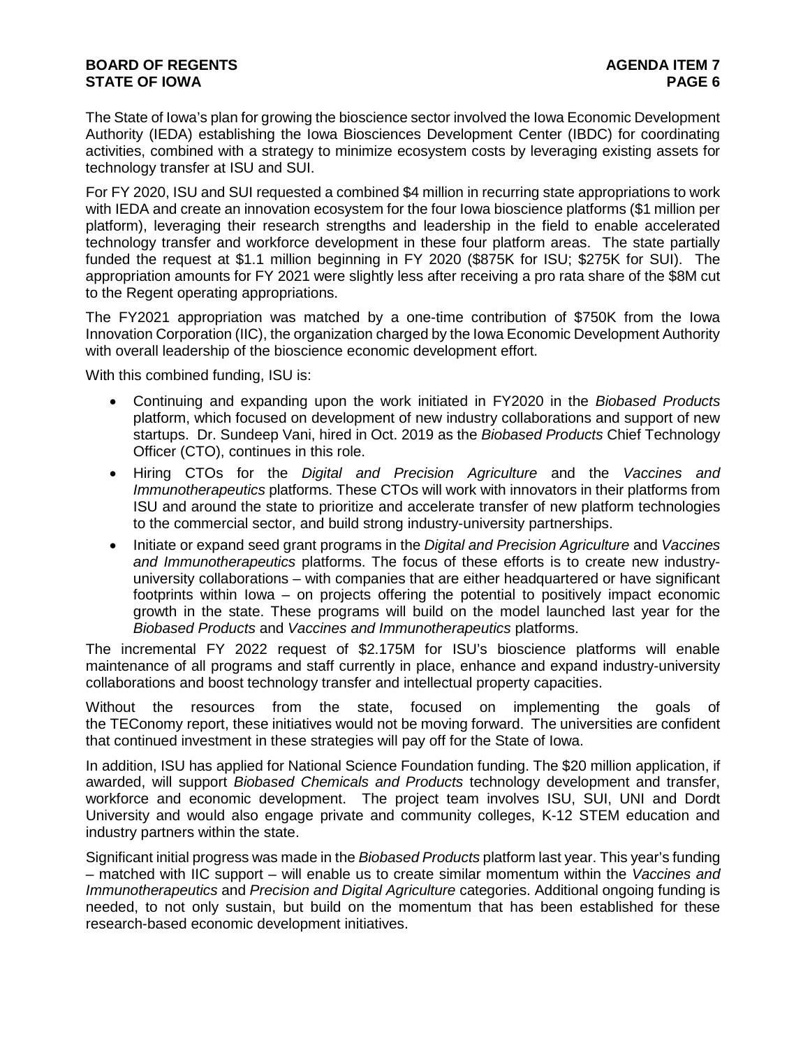The State of Iowa's plan for growing the bioscience sector involved the Iowa Economic Development Authority (IEDA) establishing the Iowa Biosciences Development Center (IBDC) for coordinating activities, combined with a strategy to minimize ecosystem costs by leveraging existing assets for technology transfer at ISU and SUI.

For FY 2020, ISU and SUI requested a combined $4 million in recurring state appropriations to work with IEDA and create an innovation ecosystem for the four Iowa bioscience platforms ($1 million per platform), leveraging their research strengths and leadership in the field to enable accelerated technology transfer and workforce development in these four platform areas. The state partially funded the request at $1.1 million beginning in FY 2020 ($875K for ISU; $275K for SUI). The appropriation amounts for FY 2021 were slightly less after receiving a pro rata share of the $8M cut to the Regent operating appropriations.

The FY2021 appropriation was matched by a one-time contribution of $750K from the Iowa Innovation Corporation (IIC), the organization charged by the Iowa Economic Development Authority with overall leadership of the bioscience economic development effort.

With this combined funding, ISU is:

- Continuing and expanding upon the work initiated in FY2020 in the *Biobased Products* platform, which focused on development of new industry collaborations and support of new startups. Dr. Sundeep Vani, hired in Oct. 2019 as the *Biobased Products* Chief Technology Officer (CTO), continues in this role.
- Hiring CTOs for the *Digital and Precision Agriculture* and the *Vaccines and Immunotherapeutics* platforms. These CTOs will work with innovators in their platforms from ISU and around the state to prioritize and accelerate transfer of new platform technologies to the commercial sector, and build strong industry-university partnerships.
- Initiate or expand seed grant programs in the *Digital and Precision Agriculture* and *Vaccines and Immunotherapeutics* platforms. The focus of these efforts is to create new industry-university collaborations – with companies that are either headquartered or have significant footprints within Iowa – on projects offering the potential to positively impact economic growth in the state. These programs will build on the model launched last year for the *Biobased Products* and *Vaccines and Immunotherapeutics* platforms.

The incremental FY 2022 request of $2.175M for ISU's bioscience platforms will enable maintenance of all programs and staff currently in place, enhance and expand industry-university collaborations and boost technology transfer and intellectual property capacities.

Without the resources from the state, focused on implementing the goals of the TEConomy report, these initiatives would not be moving forward. The universities are confident that continued investment in these strategies will pay off for the State of Iowa.

In addition, ISU has applied for National Science Foundation funding. The $20 million application, if awarded, will support *Biobased Chemicals and Products* technology development and transfer, workforce and economic development. The project team involves ISU, SUI, UNI and Dordt University and would also engage private and community colleges, K-12 STEM education and industry partners within the state.

Significant initial progress was made in the *Biobased Products* platform last year. This year's funding – matched with IIC support – will enable us to create similar momentum within the *Vaccines and Immunotherapeutics* and *Precision and Digital Agriculture* categories. Additional ongoing funding is needed, to not only sustain, but build on the momentum that has been established for these research-based economic development initiatives.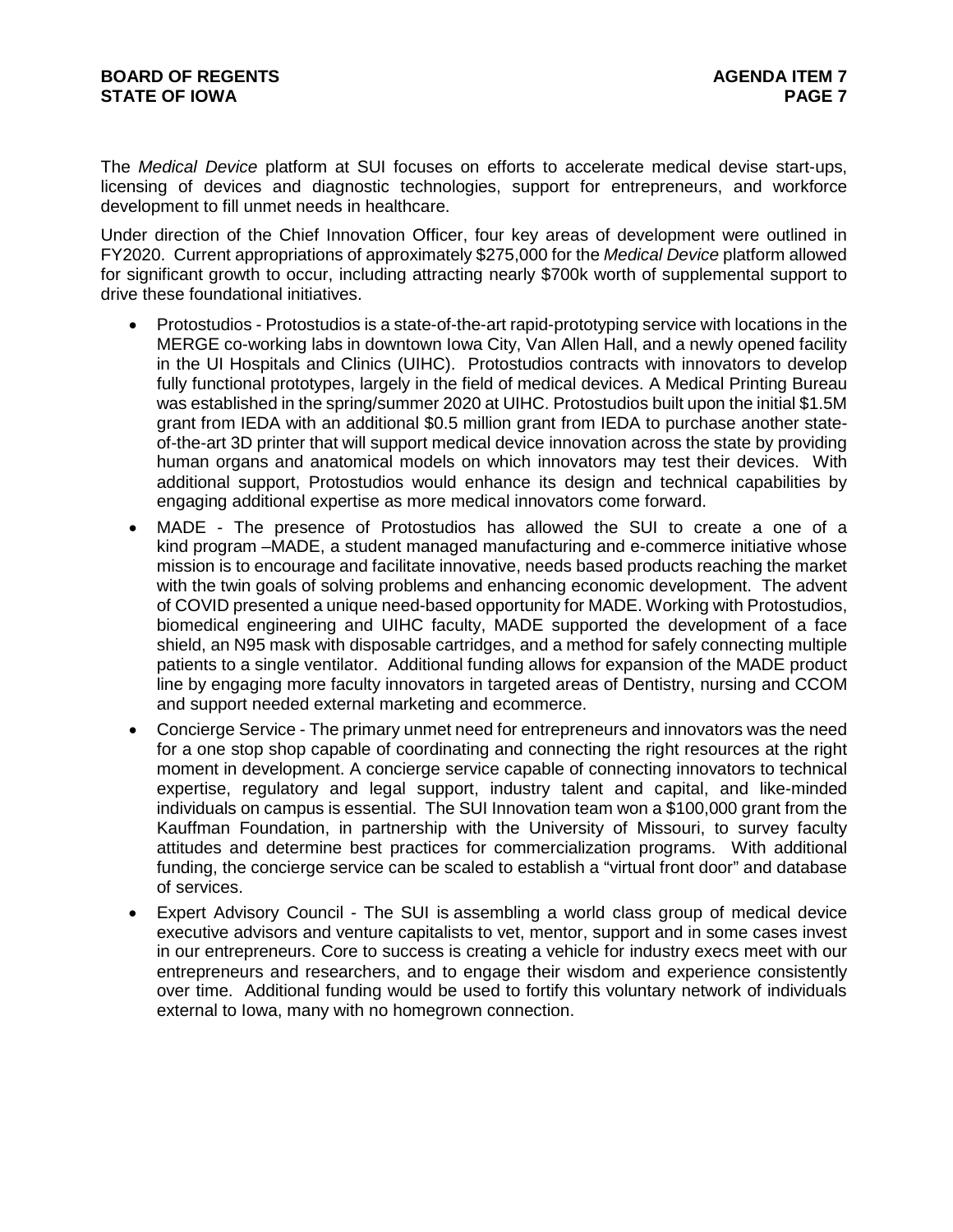The *Medical Device* platform at SUI focuses on efforts to accelerate medical devise start-ups, licensing of devices and diagnostic technologies, support for entrepreneurs, and workforce development to fill unmet needs in healthcare.

Under direction of the Chief Innovation Officer, four key areas of development were outlined in FY2020. Current appropriations of approximately $275,000 for the *Medical Device* platform allowed for significant growth to occur, including attracting nearly $700k worth of supplemental support to drive these foundational initiatives.

- Protostudios - Protostudios is a state-of-the-art rapid-prototyping service with locations in the MERGE co-working labs in downtown Iowa City, Van Allen Hall, and a newly opened facility in the UI Hospitals and Clinics (UIHC). Protostudios contracts with innovators to develop fully functional prototypes, largely in the field of medical devices. A Medical Printing Bureau was established in the spring/summer 2020 at UIHC. Protostudios built upon the initial $1.5M grant from IEDA with an additional $0.5 million grant from IEDA to purchase another state-of-the-art 3D printer that will support medical device innovation across the state by providing human organs and anatomical models on which innovators may test their devices. With additional support, Protostudios would enhance its design and technical capabilities by engaging additional expertise as more medical innovators come forward.
- MADE - The presence of Protostudios has allowed the SUI to create a one of a kind program –MADE, a student managed manufacturing and e-commerce initiative whose mission is to encourage and facilitate innovative, needs based products reaching the market with the twin goals of solving problems and enhancing economic development. The advent of COVID presented a unique need-based opportunity for MADE. Working with Protostudios, biomedical engineering and UIHC faculty, MADE supported the development of a face shield, an N95 mask with disposable cartridges, and a method for safely connecting multiple patients to a single ventilator. Additional funding allows for expansion of the MADE product line by engaging more faculty innovators in targeted areas of Dentistry, nursing and CCOM and support needed external marketing and ecommerce.
- Concierge Service - The primary unmet need for entrepreneurs and innovators was the need for a one stop shop capable of coordinating and connecting the right resources at the right moment in development. A concierge service capable of connecting innovators to technical expertise, regulatory and legal support, industry talent and capital, and like-minded individuals on campus is essential. The SUI Innovation team won a $100,000 grant from the Kauffman Foundation, in partnership with the University of Missouri, to survey faculty attitudes and determine best practices for commercialization programs. With additional funding, the concierge service can be scaled to establish a "virtual front door" and database of services.
- Expert Advisory Council - The SUI is assembling a world class group of medical device executive advisors and venture capitalists to vet, mentor, support and in some cases invest in our entrepreneurs. Core to success is creating a vehicle for industry execs meet with our entrepreneurs and researchers, and to engage their wisdom and experience consistently over time. Additional funding would be used to fortify this voluntary network of individuals external to Iowa, many with no homegrown connection.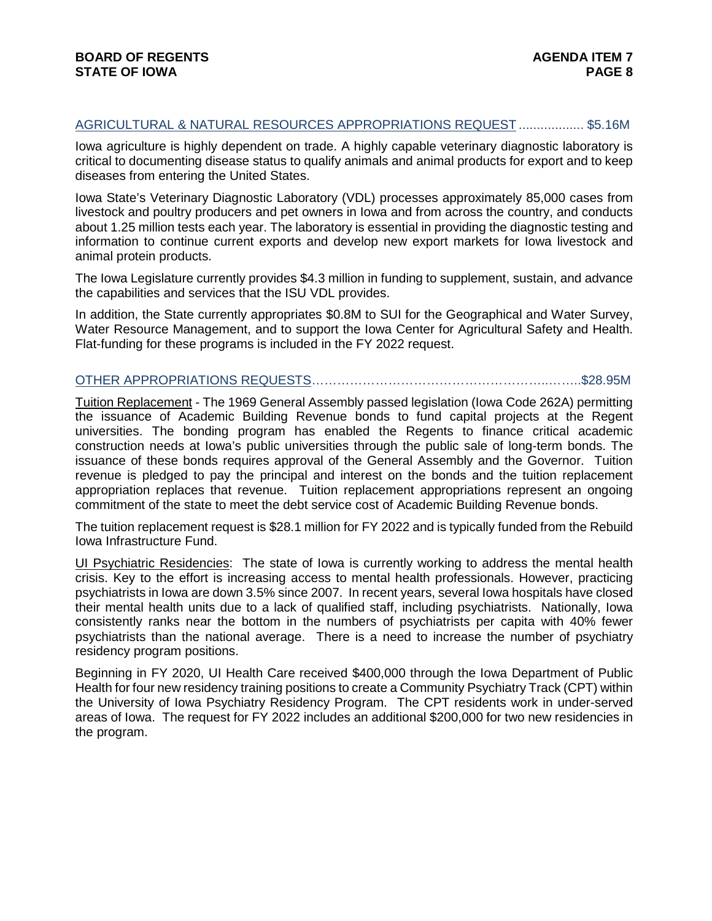## AGRICULTURAL & NATURAL RESOURCES APPROPRIATIONS REQUEST ................. $5.16M

Iowa agriculture is highly dependent on trade. A highly capable veterinary diagnostic laboratory is critical to documenting disease status to qualify animals and animal products for export and to keep diseases from entering the United States.

Iowa State's Veterinary Diagnostic Laboratory (VDL) processes approximately 85,000 cases from livestock and poultry producers and pet owners in Iowa and from across the country, and conducts about 1.25 million tests each year. The laboratory is essential in providing the diagnostic testing and information to continue current exports and develop new export markets for Iowa livestock and animal protein products.

The Iowa Legislature currently provides $4.3 million in funding to supplement, sustain, and advance the capabilities and services that the ISU VDL provides.

In addition, the State currently appropriates $0.8M to SUI for the Geographical and Water Survey, Water Resource Management, and to support the Iowa Center for Agricultural Safety and Health. Flat-funding for these programs is included in the FY 2022 request.

## OTHER APPROPRIATIONS REQUESTS……………………………………………………..……..$28.95M

Tuition Replacement - The 1969 General Assembly passed legislation (Iowa Code 262A) permitting the issuance of Academic Building Revenue bonds to fund capital projects at the Regent universities. The bonding program has enabled the Regents to finance critical academic construction needs at Iowa's public universities through the public sale of long-term bonds. The issuance of these bonds requires approval of the General Assembly and the Governor. Tuition revenue is pledged to pay the principal and interest on the bonds and the tuition replacement appropriation replaces that revenue. Tuition replacement appropriations represent an ongoing commitment of the state to meet the debt service cost of Academic Building Revenue bonds.

The tuition replacement request is $28.1 million for FY 2022 and is typically funded from the Rebuild Iowa Infrastructure Fund.

UI Psychiatric Residencies: The state of Iowa is currently working to address the mental health crisis. Key to the effort is increasing access to mental health professionals. However, practicing psychiatrists in Iowa are down 3.5% since 2007. In recent years, several Iowa hospitals have closed their mental health units due to a lack of qualified staff, including psychiatrists. Nationally, Iowa consistently ranks near the bottom in the numbers of psychiatrists per capita with 40% fewer psychiatrists than the national average. There is a need to increase the number of psychiatry residency program positions.

Beginning in FY 2020, UI Health Care received $400,000 through the Iowa Department of Public Health for four new residency training positions to create a Community Psychiatry Track (CPT) within the University of Iowa Psychiatry Residency Program. The CPT residents work in under-served areas of Iowa. The request for FY 2022 includes an additional $200,000 for two new residencies in the program.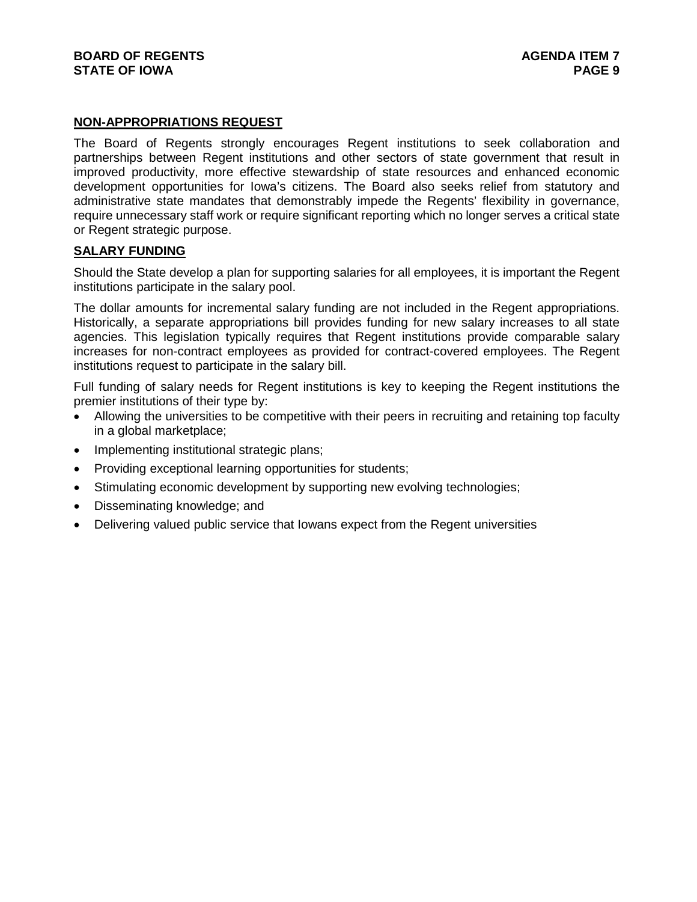## NON-APPROPRIATIONS REQUEST

The Board of Regents strongly encourages Regent institutions to seek collaboration and partnerships between Regent institutions and other sectors of state government that result in improved productivity, more effective stewardship of state resources and enhanced economic development opportunities for Iowa's citizens. The Board also seeks relief from statutory and administrative state mandates that demonstrably impede the Regents' flexibility in governance, require unnecessary staff work or require significant reporting which no longer serves a critical state or Regent strategic purpose.

## SALARY FUNDING

Should the State develop a plan for supporting salaries for all employees, it is important the Regent institutions participate in the salary pool.

The dollar amounts for incremental salary funding are not included in the Regent appropriations. Historically, a separate appropriations bill provides funding for new salary increases to all state agencies. This legislation typically requires that Regent institutions provide comparable salary increases for non-contract employees as provided for contract-covered employees. The Regent institutions request to participate in the salary bill.

Full funding of salary needs for Regent institutions is key to keeping the Regent institutions the premier institutions of their type by:

- Allowing the universities to be competitive with their peers in recruiting and retaining top faculty in a global marketplace;
- Implementing institutional strategic plans;
- Providing exceptional learning opportunities for students;
- Stimulating economic development by supporting new evolving technologies;
- Disseminating knowledge; and
- Delivering valued public service that Iowans expect from the Regent universities